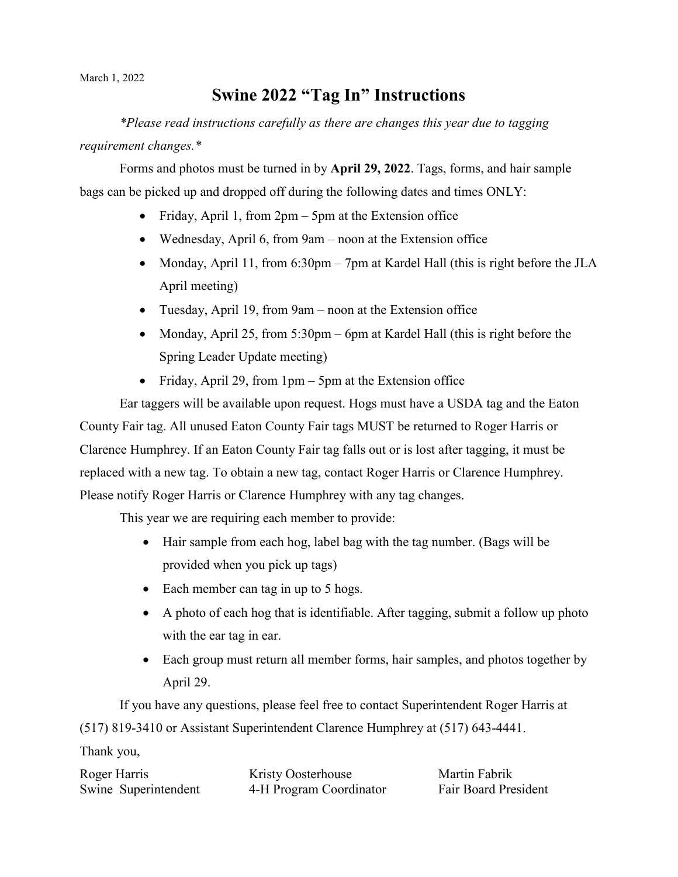March 1, 2022

# Swine 2022 “Tag In” Instructions

*\*Please read instructions carefully as there are changes this year due to tagging requirement changes.\**

Forms and photos must be turned in by **April 29, 2022**. Tags, forms, and hair sample bags can be picked up and dropped off during the following dates and times ONLY:

- Friday, April 1, from 2pm – 5pm at the Extension office
- Wednesday, April 6, from 9am – noon at the Extension office
- Monday, April 11, from 6:30pm – 7pm at Kardel Hall (this is right before the JLA April meeting)
- Tuesday, April 19, from 9am – noon at the Extension office
- Monday, April 25, from 5:30pm – 6pm at Kardel Hall (this is right before the Spring Leader Update meeting)
- Friday, April 29, from 1pm – 5pm at the Extension office

Ear taggers will be available upon request. Hogs must have a USDA tag and the Eaton County Fair tag. All unused Eaton County Fair tags MUST be returned to Roger Harris or Clarence Humphrey. If an Eaton County Fair tag falls out or is lost after tagging, it must be replaced with a new tag. To obtain a new tag, contact Roger Harris or Clarence Humphrey. Please notify Roger Harris or Clarence Humphrey with any tag changes.

This year we are requiring each member to provide:

- Hair sample from each hog, label bag with the tag number. (Bags will be provided when you pick up tags)
- Each member can tag in up to 5 hogs.
- A photo of each hog that is identifiable. After tagging, submit a follow up photo with the ear tag in ear.
- Each group must return all member forms, hair samples, and photos together by April 29.

If you have any questions, please feel free to contact Superintendent Roger Harris at (517) 819-3410 or Assistant Superintendent Clarence Humphrey at (517) 643-4441.

Thank you,

| Roger Harris | Kristy Oosterhouse | Martin Fabrik |
| --- | --- | --- |
| Swine Superintendent | 4-H Program Coordinator | Fair Board President |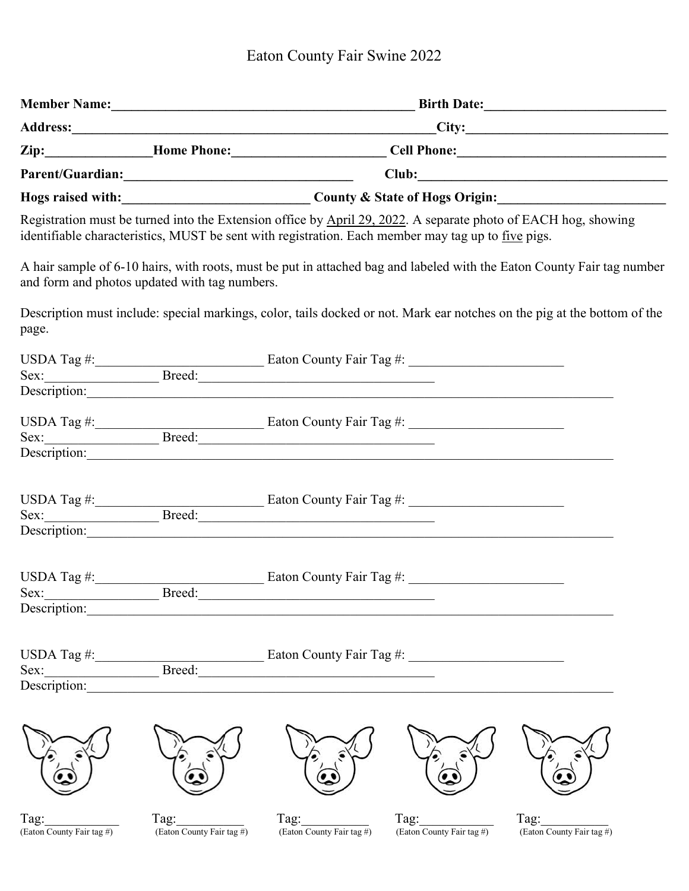# Eaton County Fair Swine 2022

**Member Name:**_____________________________________________ **Birth Date:**__________________________

**Address:**_____________________________________________________**City:**______________________________

**Zip:**________________**Home Phone:**______________________ **Cell Phone:**______________________________

**Parent/Guardian:**__________________________________ **Club:**____________________________________

**Hogs raised with:**___________________________ **County & State of Hogs Origin:**________________________

Registration must be turned into the Extension office by April 29, 2022. A separate photo of EACH hog, showing identifiable characteristics, MUST be sent with registration. Each member may tag up to five pigs.

A hair sample of 6-10 hairs, with roots, must be put in attached bag and labeled with the Eaton County Fair tag number and form and photos updated with tag numbers.

Description must include: special markings, color, tails docked or not. Mark ear notches on the pig at the bottom of the page.

USDA Tag #:_________________________ Eaton County Fair Tag #: _______________________
Sex:________________ Breed:____________________________________
Description:_____________________________________________________________________________

USDA Tag #:_________________________ Eaton County Fair Tag #: _______________________
Sex:________________ Breed:____________________________________
Description:_____________________________________________________________________________

USDA Tag #:_________________________ Eaton County Fair Tag #: _______________________
Sex:________________ Breed:____________________________________
Description:_____________________________________________________________________________

USDA Tag #:_________________________ Eaton County Fair Tag #: _______________________
Sex:________________ Breed:____________________________________
Description:_____________________________________________________________________________

USDA Tag #:_________________________ Eaton County Fair Tag #: _______________________
Sex:________________ Breed:____________________________________
Description:_____________________________________________________________________________

Tag:___________ (Eaton County Fair tag #)

Tag:___________ (Eaton County Fair tag #)

Tag:___________ (Eaton County Fair tag #)

Tag:___________ (Eaton County Fair tag #)

Tag:___________ (Eaton County Fair tag #)